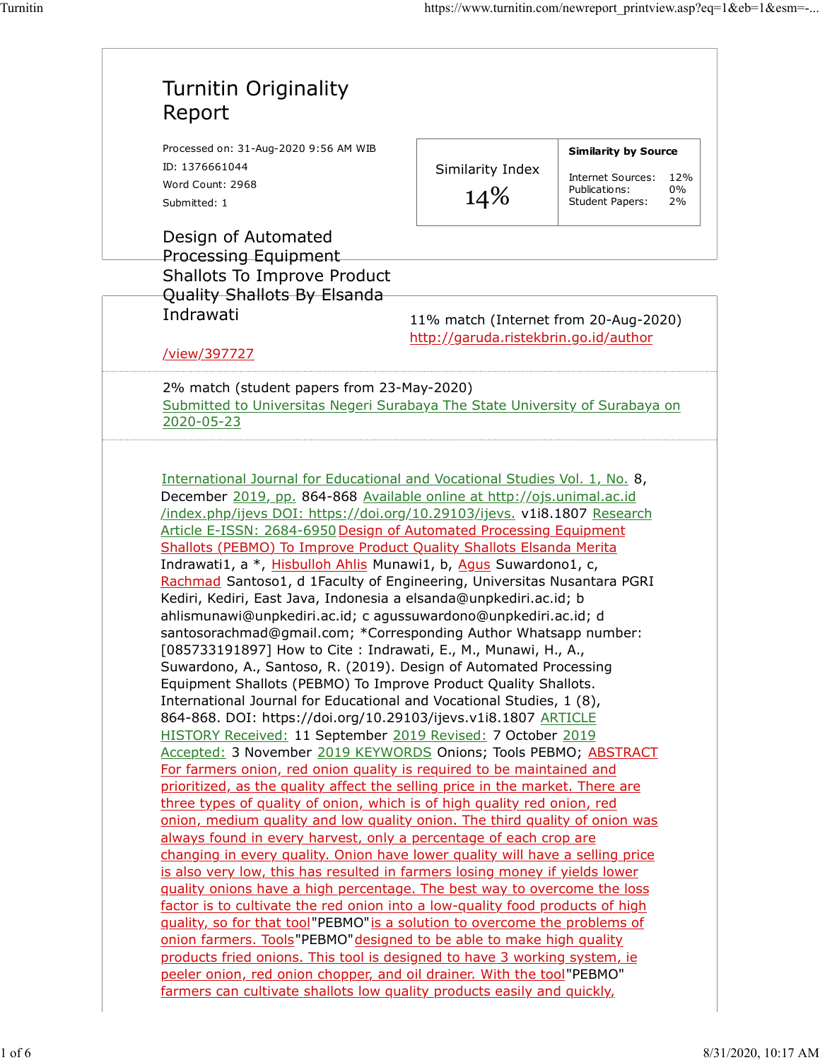# Turnitin Originality Report

Processed on: 31-Aug-2020 9:56 AM WIB
ID: 1376661044
Word Count: 2968
Submitted: 1

| Similarity Index | Similarity by Source |
|---|---|
| 14% | Internet Sources: 12%<br>Publications: 0%<br>Student Papers: 2% |

## Design of Automated Processing Equipment Shallots To Improve Product Quality Shallots By Elsanda Indrawati

11% match (Internet from 20-Aug-2020)
http://garuda.ristekbrin.go.id/author/view/397727

2% match (student papers from 23-May-2020)
Submitted to Universitas Negeri Surabaya The State University of Surabaya on 2020-05-23

International Journal for Educational and Vocational Studies Vol. 1, No. 8, December 2019, pp. 864-868 Available online at http://ojs.unimal.ac.id/index.php/ijevs DOI: https://doi.org/10.29103/ijevs. v1i8.1807 Research Article E-ISSN: 2684-6950 Design of Automated Processing Equipment Shallots (PEBMO) To Improve Product Quality Shallots Elsanda Merita Indrawati1, a *, Hisbulloh Ahlis Munawi1, b, Agus Suwardono1, c, Rachmad Santoso1, d 1Faculty of Engineering, Universitas Nusantara PGRI Kediri, Kediri, East Java, Indonesia a elsanda@unpkediri.ac.id; b ahlismunawi@unpkediri.ac.id; c agussuwardono@unpkediri.ac.id; d santosorachmad@gmail.com; *Corresponding Author Whatsapp number: [085733191897] How to Cite : Indrawati, E., M., Munawi, H., A., Suwardono, A., Santoso, R. (2019). Design of Automated Processing Equipment Shallots (PEBMO) To Improve Product Quality Shallots. International Journal for Educational and Vocational Studies, 1 (8), 864-868. DOI: https://doi.org/10.29103/ijevs.v1i8.1807 ARTICLE HISTORY Received: 11 September 2019 Revised: 7 October 2019 Accepted: 3 November 2019 KEYWORDS Onions; Tools PEBMO; ABSTRACT For farmers onion, red onion quality is required to be maintained and prioritized, as the quality affect the selling price in the market. There are three types of quality of onion, which is of high quality red onion, red onion, medium quality and low quality onion. The third quality of onion was always found in every harvest, only a percentage of each crop are changing in every quality. Onion have lower quality will have a selling price is also very low, this has resulted in farmers losing money if yields lower quality onions have a high percentage. The best way to overcome the loss factor is to cultivate the red onion into a low-quality food products of high quality, so for that tool"PEBMO"is a solution to overcome the problems of onion farmers. Tools"PEBMO"designed to be able to make high quality products fried onions. This tool is designed to have 3 working system, ie peeler onion, red onion chopper, and oil drainer. With the tool"PEBMO" farmers can cultivate shallots low quality products easily and quickly,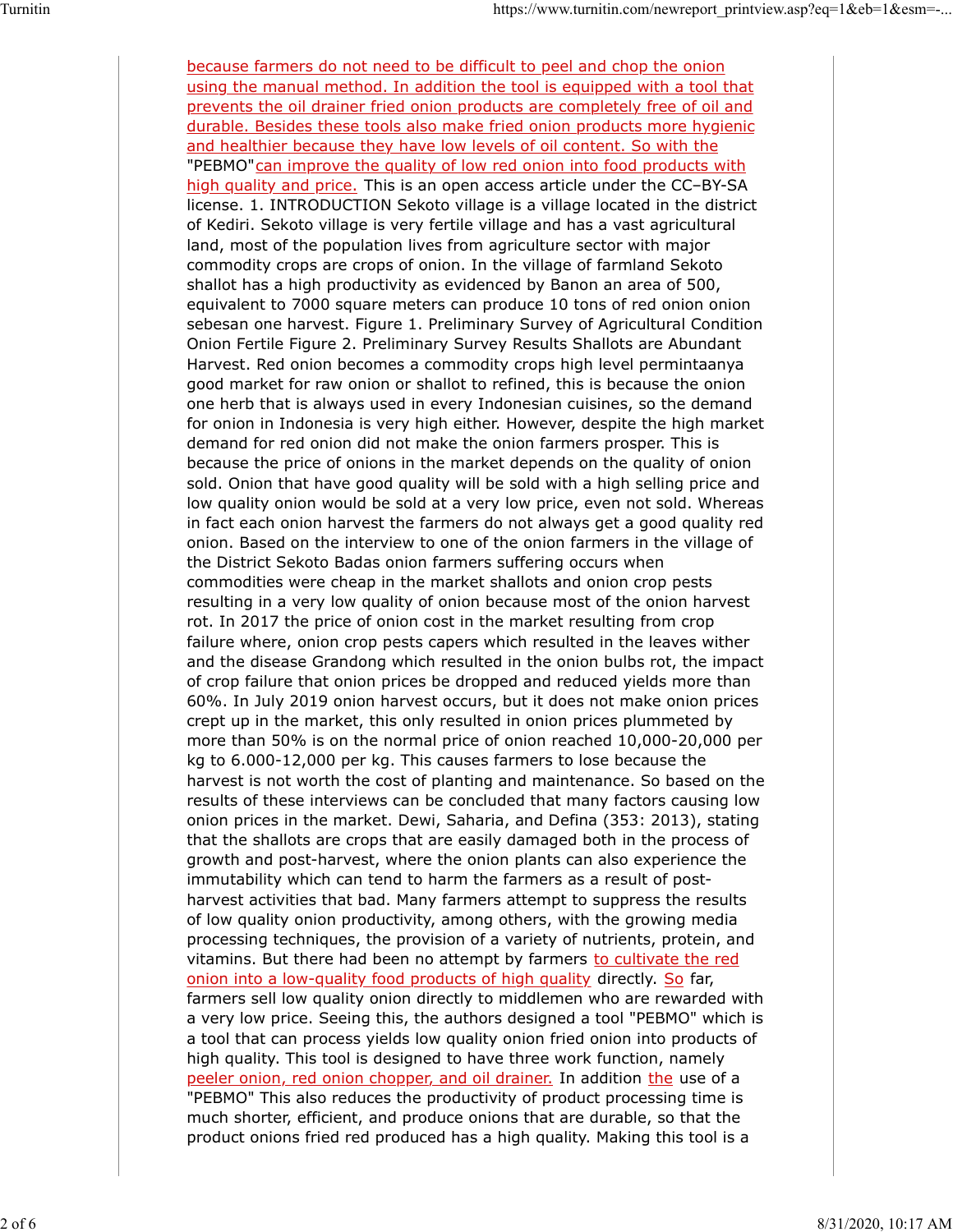because farmers do not need to be difficult to peel and chop the onion using the manual method. In addition the tool is equipped with a tool that prevents the oil drainer fried onion products are completely free of oil and durable. Besides these tools also make fried onion products more hygienic and healthier because they have low levels of oil content. So with the "PEBMO" can improve the quality of low red onion into food products with high quality and price. This is an open access article under the CC–BY-SA license. 1. INTRODUCTION Sekoto village is a village located in the district of Kediri. Sekoto village is very fertile village and has a vast agricultural land, most of the population lives from agriculture sector with major commodity crops are crops of onion. In the village of farmland Sekoto shallot has a high productivity as evidenced by Banon an area of 500, equivalent to 7000 square meters can produce 10 tons of red onion onion sebesan one harvest. Figure 1. Preliminary Survey of Agricultural Condition Onion Fertile Figure 2. Preliminary Survey Results Shallots are Abundant Harvest. Red onion becomes a commodity crops high level permintaanya good market for raw onion or shallot to refined, this is because the onion one herb that is always used in every Indonesian cuisines, so the demand for onion in Indonesia is very high either. However, despite the high market demand for red onion did not make the onion farmers prosper. This is because the price of onions in the market depends on the quality of onion sold. Onion that have good quality will be sold with a high selling price and low quality onion would be sold at a very low price, even not sold. Whereas in fact each onion harvest the farmers do not always get a good quality red onion. Based on the interview to one of the onion farmers in the village of the District Sekoto Badas onion farmers suffering occurs when commodities were cheap in the market shallots and onion crop pests resulting in a very low quality of onion because most of the onion harvest rot. In 2017 the price of onion cost in the market resulting from crop failure where, onion crop pests capers which resulted in the leaves wither and the disease Grandong which resulted in the onion bulbs rot, the impact of crop failure that onion prices be dropped and reduced yields more than 60%. In July 2019 onion harvest occurs, but it does not make onion prices crept up in the market, this only resulted in onion prices plummeted by more than 50% is on the normal price of onion reached 10,000-20,000 per kg to 6.000-12,000 per kg. This causes farmers to lose because the harvest is not worth the cost of planting and maintenance. So based on the results of these interviews can be concluded that many factors causing low onion prices in the market. Dewi, Saharia, and Defina (353: 2013), stating that the shallots are crops that are easily damaged both in the process of growth and post-harvest, where the onion plants can also experience the immutability which can tend to harm the farmers as a result of post-harvest activities that bad. Many farmers attempt to suppress the results of low quality onion productivity, among others, with the growing media processing techniques, the provision of a variety of nutrients, protein, and vitamins. But there had been no attempt by farmers to cultivate the red onion into a low-quality food products of high quality directly. So far, farmers sell low quality onion directly to middlemen who are rewarded with a very low price. Seeing this, the authors designed a tool "PEBMO" which is a tool that can process yields low quality onion fried onion into products of high quality. This tool is designed to have three work function, namely peeler onion, red onion chopper, and oil drainer. In addition the use of a "PEBMO" This also reduces the productivity of product processing time is much shorter, efficient, and produce onions that are durable, so that the product onions fried red produced has a high quality. Making this tool is a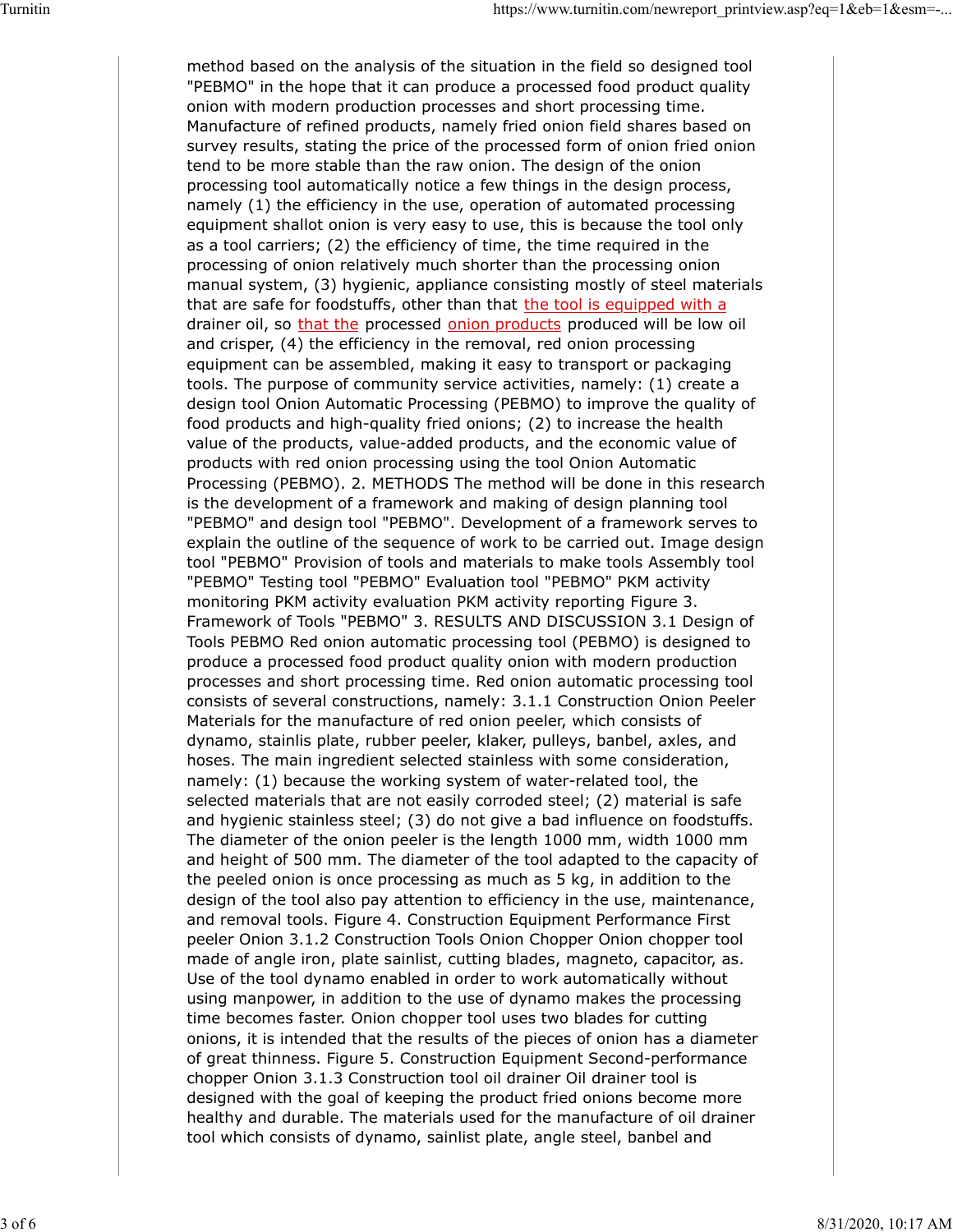method based on the analysis of the situation in the field so designed tool "PEBMO" in the hope that it can produce a processed food product quality onion with modern production processes and short processing time. Manufacture of refined products, namely fried onion field shares based on survey results, stating the price of the processed form of onion fried onion tend to be more stable than the raw onion. The design of the onion processing tool automatically notice a few things in the design process, namely (1) the efficiency in the use, operation of automated processing equipment shallot onion is very easy to use, this is because the tool only as a tool carriers; (2) the efficiency of time, the time required in the processing of onion relatively much shorter than the processing onion manual system, (3) hygienic, appliance consisting mostly of steel materials that are safe for foodstuffs, other than that the tool is equipped with a drainer oil, so that the processed onion products produced will be low oil and crisper, (4) the efficiency in the removal, red onion processing equipment can be assembled, making it easy to transport or packaging tools. The purpose of community service activities, namely: (1) create a design tool Onion Automatic Processing (PEBMO) to improve the quality of food products and high-quality fried onions; (2) to increase the health value of the products, value-added products, and the economic value of products with red onion processing using the tool Onion Automatic Processing (PEBMO). 2. METHODS The method will be done in this research is the development of a framework and making of design planning tool "PEBMO" and design tool "PEBMO". Development of a framework serves to explain the outline of the sequence of work to be carried out. Image design tool "PEBMO" Provision of tools and materials to make tools Assembly tool "PEBMO" Testing tool "PEBMO" Evaluation tool "PEBMO" PKM activity monitoring PKM activity evaluation PKM activity reporting Figure 3. Framework of Tools "PEBMO" 3. RESULTS AND DISCUSSION 3.1 Design of Tools PEBMO Red onion automatic processing tool (PEBMO) is designed to produce a processed food product quality onion with modern production processes and short processing time. Red onion automatic processing tool consists of several constructions, namely: 3.1.1 Construction Onion Peeler Materials for the manufacture of red onion peeler, which consists of dynamo, stainlis plate, rubber peeler, klaker, pulleys, banbel, axles, and hoses. The main ingredient selected stainless with some consideration, namely: (1) because the working system of water-related tool, the selected materials that are not easily corroded steel; (2) material is safe and hygienic stainless steel; (3) do not give a bad influence on foodstuffs. The diameter of the onion peeler is the length 1000 mm, width 1000 mm and height of 500 mm. The diameter of the tool adapted to the capacity of the peeled onion is once processing as much as 5 kg, in addition to the design of the tool also pay attention to efficiency in the use, maintenance, and removal tools. Figure 4. Construction Equipment Performance First peeler Onion 3.1.2 Construction Tools Onion Chopper Onion chopper tool made of angle iron, plate sainlist, cutting blades, magneto, capacitor, as. Use of the tool dynamo enabled in order to work automatically without using manpower, in addition to the use of dynamo makes the processing time becomes faster. Onion chopper tool uses two blades for cutting onions, it is intended that the results of the pieces of onion has a diameter of great thinness. Figure 5. Construction Equipment Second-performance chopper Onion 3.1.3 Construction tool oil drainer Oil drainer tool is designed with the goal of keeping the product fried onions become more healthy and durable. The materials used for the manufacture of oil drainer tool which consists of dynamo, sainlist plate, angle steel, banbel and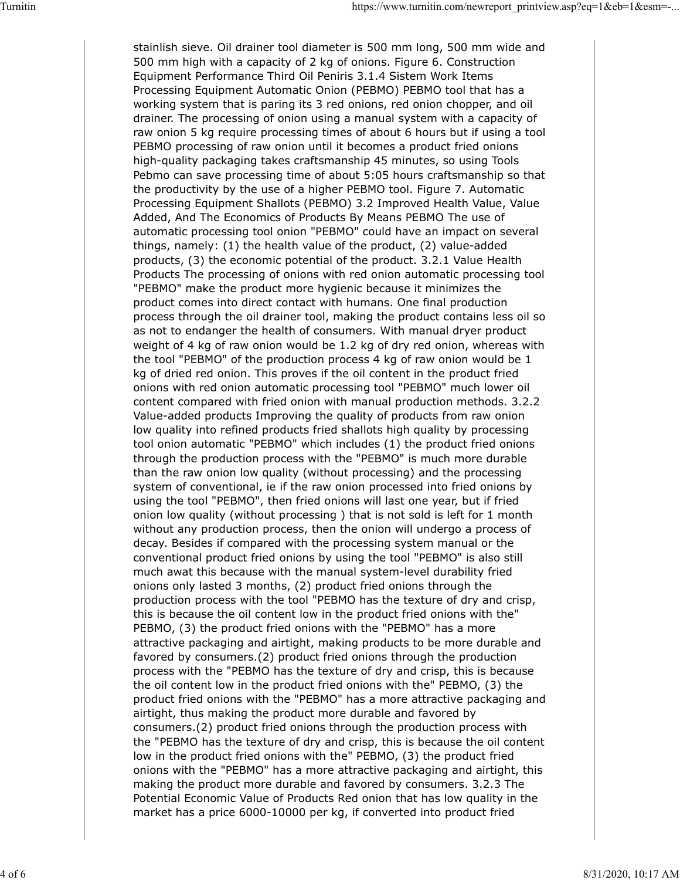stainlish sieve. Oil drainer tool diameter is 500 mm long, 500 mm wide and 500 mm high with a capacity of 2 kg of onions. Figure 6. Construction Equipment Performance Third Oil Peniris 3.1.4 Sistem Work Items Processing Equipment Automatic Onion (PEBMO) PEBMO tool that has a working system that is paring its 3 red onions, red onion chopper, and oil drainer. The processing of onion using a manual system with a capacity of raw onion 5 kg require processing times of about 6 hours but if using a tool PEBMO processing of raw onion until it becomes a product fried onions high-quality packaging takes craftsmanship 45 minutes, so using Tools Pebmo can save processing time of about 5:05 hours craftsmanship so that the productivity by the use of a higher PEBMO tool. Figure 7. Automatic Processing Equipment Shallots (PEBMO) 3.2 Improved Health Value, Value Added, And The Economics of Products By Means PEBMO The use of automatic processing tool onion "PEBMO" could have an impact on several things, namely: (1) the health value of the product, (2) value-added products, (3) the economic potential of the product. 3.2.1 Value Health Products The processing of onions with red onion automatic processing tool "PEBMO" make the product more hygienic because it minimizes the product comes into direct contact with humans. One final production process through the oil drainer tool, making the product contains less oil so as not to endanger the health of consumers. With manual dryer product weight of 4 kg of raw onion would be 1.2 kg of dry red onion, whereas with the tool "PEBMO" of the production process 4 kg of raw onion would be 1 kg of dried red onion. This proves if the oil content in the product fried onions with red onion automatic processing tool "PEBMO" much lower oil content compared with fried onion with manual production methods. 3.2.2 Value-added products Improving the quality of products from raw onion low quality into refined products fried shallots high quality by processing tool onion automatic "PEBMO" which includes (1) the product fried onions through the production process with the "PEBMO" is much more durable than the raw onion low quality (without processing) and the processing system of conventional, ie if the raw onion processed into fried onions by using the tool "PEBMO", then fried onions will last one year, but if fried onion low quality (without processing ) that is not sold is left for 1 month without any production process, then the onion will undergo a process of decay. Besides if compared with the processing system manual or the conventional product fried onions by using the tool "PEBMO" is also still much awat this because with the manual system-level durability fried onions only lasted 3 months, (2) product fried onions through the production process with the tool "PEBMO has the texture of dry and crisp, this is because the oil content low in the product fried onions with the" PEBMO, (3) the product fried onions with the "PEBMO" has a more attractive packaging and airtight, making products to be more durable and favored by consumers.(2) product fried onions through the production process with the "PEBMO has the texture of dry and crisp, this is because the oil content low in the product fried onions with the" PEBMO, (3) the product fried onions with the "PEBMO" has a more attractive packaging and airtight, thus making the product more durable and favored by consumers.(2) product fried onions through the production process with the "PEBMO has the texture of dry and crisp, this is because the oil content low in the product fried onions with the" PEBMO, (3) the product fried onions with the "PEBMO" has a more attractive packaging and airtight, this making the product more durable and favored by consumers. 3.2.3 The Potential Economic Value of Products Red onion that has low quality in the market has a price 6000-10000 per kg, if converted into product fried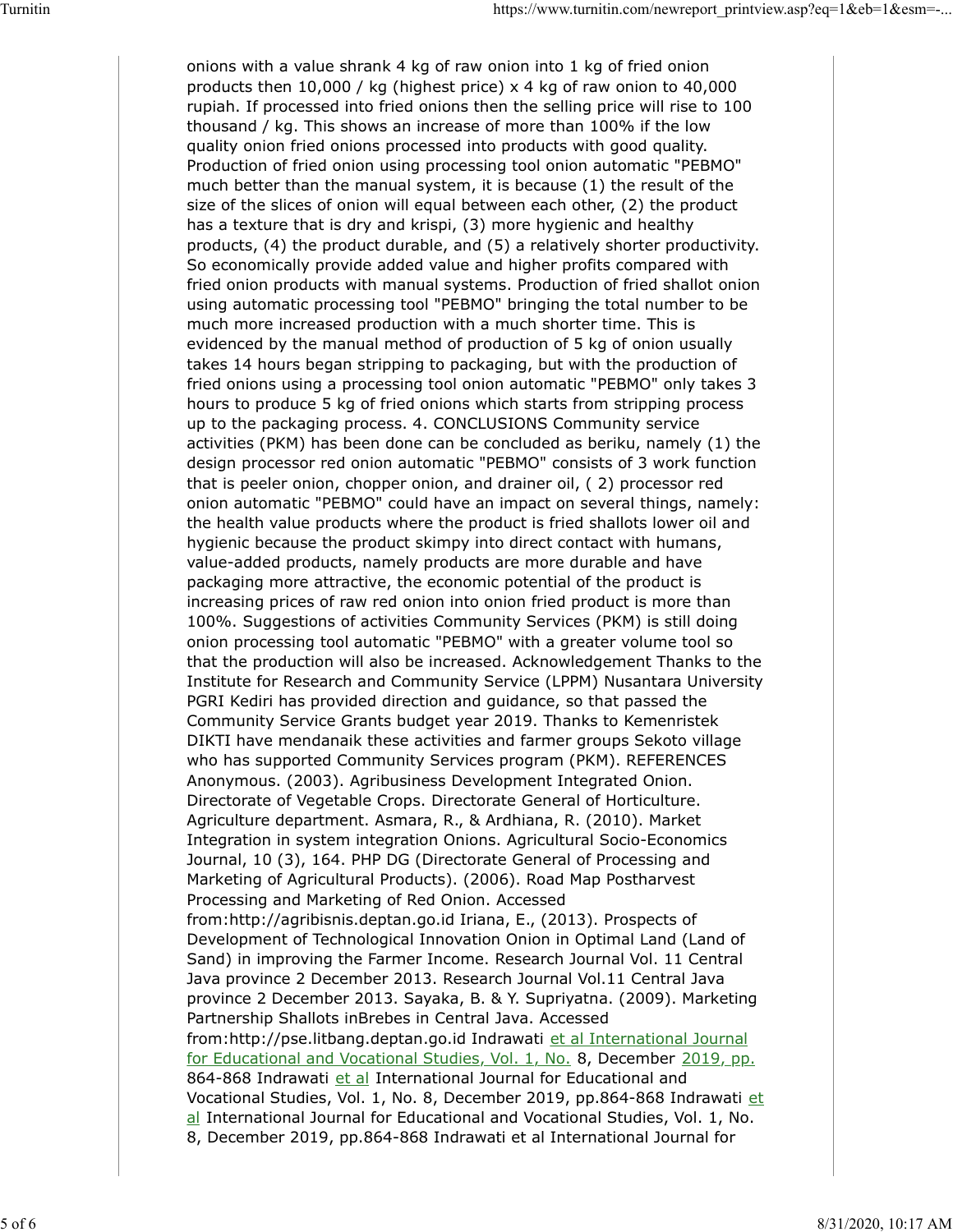onions with a value shrank 4 kg of raw onion into 1 kg of fried onion products then 10,000 / kg (highest price) x 4 kg of raw onion to 40,000 rupiah. If processed into fried onions then the selling price will rise to 100 thousand / kg. This shows an increase of more than 100% if the low quality onion fried onions processed into products with good quality. Production of fried onion using processing tool onion automatic "PEBMO" much better than the manual system, it is because (1) the result of the size of the slices of onion will equal between each other, (2) the product has a texture that is dry and krispi, (3) more hygienic and healthy products, (4) the product durable, and (5) a relatively shorter productivity. So economically provide added value and higher profits compared with fried onion products with manual systems. Production of fried shallot onion using automatic processing tool "PEBMO" bringing the total number to be much more increased production with a much shorter time. This is evidenced by the manual method of production of 5 kg of onion usually takes 14 hours began stripping to packaging, but with the production of fried onions using a processing tool onion automatic "PEBMO" only takes 3 hours to produce 5 kg of fried onions which starts from stripping process up to the packaging process. 4. CONCLUSIONS Community service activities (PKM) has been done can be concluded as beriku, namely (1) the design processor red onion automatic "PEBMO" consists of 3 work function that is peeler onion, chopper onion, and drainer oil, ( 2) processor red onion automatic "PEBMO" could have an impact on several things, namely: the health value products where the product is fried shallots lower oil and hygienic because the product skimpy into direct contact with humans, value-added products, namely products are more durable and have packaging more attractive, the economic potential of the product is increasing prices of raw red onion into onion fried product is more than 100%. Suggestions of activities Community Services (PKM) is still doing onion processing tool automatic "PEBMO" with a greater volume tool so that the production will also be increased. Acknowledgement Thanks to the Institute for Research and Community Service (LPPM) Nusantara University PGRI Kediri has provided direction and guidance, so that passed the Community Service Grants budget year 2019. Thanks to Kemenristek DIKTI have mendanaik these activities and farmer groups Sekoto village who has supported Community Services program (PKM). REFERENCES Anonymous. (2003). Agribusiness Development Integrated Onion. Directorate of Vegetable Crops. Directorate General of Horticulture. Agriculture department. Asmara, R., & Ardhiana, R. (2010). Market Integration in system integration Onions. Agricultural Socio-Economics Journal, 10 (3), 164. PHP DG (Directorate General of Processing and Marketing of Agricultural Products). (2006). Road Map Postharvest Processing and Marketing of Red Onion. Accessed from:http://agribisnis.deptan.go.id Iriana, E., (2013). Prospects of Development of Technological Innovation Onion in Optimal Land (Land of Sand) in improving the Farmer Income. Research Journal Vol. 11 Central Java province 2 December 2013. Research Journal Vol.11 Central Java province 2 December 2013. Sayaka, B. & Y. Supriyatna. (2009). Marketing Partnership Shallots inBrebes in Central Java. Accessed from:http://pse.litbang.deptan.go.id Indrawati et al International Journal for Educational and Vocational Studies, Vol. 1, No. 8, December 2019, pp. 864-868 Indrawati et al International Journal for Educational and Vocational Studies, Vol. 1, No. 8, December 2019, pp.864-868 Indrawati et al International Journal for Educational and Vocational Studies, Vol. 1, No. 8, December 2019, pp.864-868 Indrawati et al International Journal for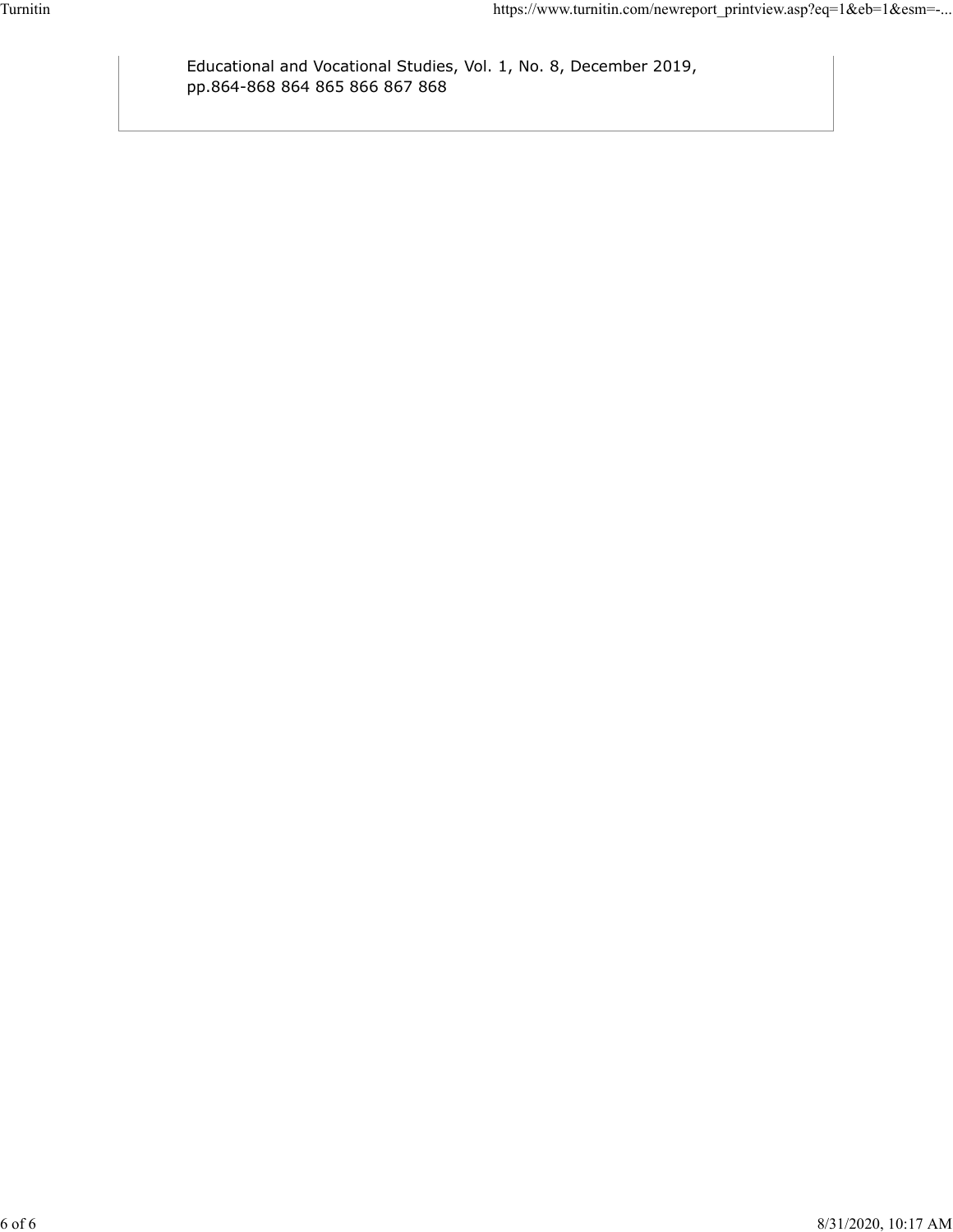Educational and Vocational Studies, Vol. 1, No. 8, December 2019, pp.864-868 864 865 866 867 868